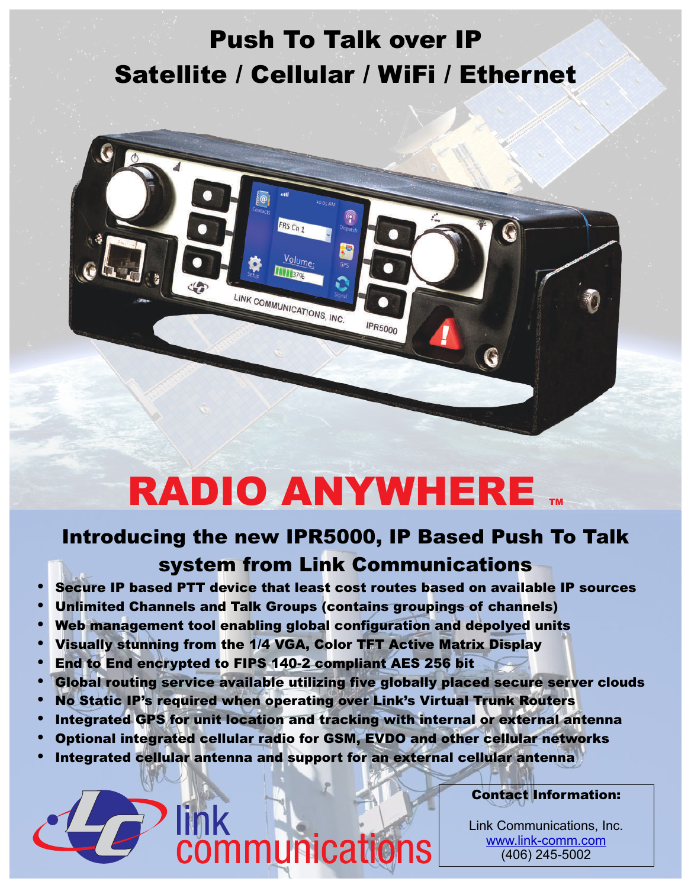# Push To Talk over IP
# Satellite / Cellular / WiFi / Ethernet

# RADIO ANYWHERE ™

## Introducing the new IPR5000, IP Based Push To Talk system from Link Communications

- Secure IP based PTT device that least cost routes based on available IP sources
- Unlimited Channels and Talk Groups (contains groupings of channels)
- Web management tool enabling global configuration and depolyed units
- Visually stunning from the 1/4 VGA, Color TFT Active Matrix Display
- End to End encrypted to FIPS 140-2 compliant AES 256 bit
- Global routing service available utilizing five globally placed secure server clouds
- No Static IP's required when operating over Link's Virtual Trunk Routers
- Integrated GPS for unit location and tracking with internal or external antenna
- Optional integrated cellular radio for GSM, EVDO and other cellular networks
- Integrated cellular antenna and support for an external cellular antenna

link communications

**Contact Information:**

Link Communications, Inc.
www.link-comm.com
(406) 245-5002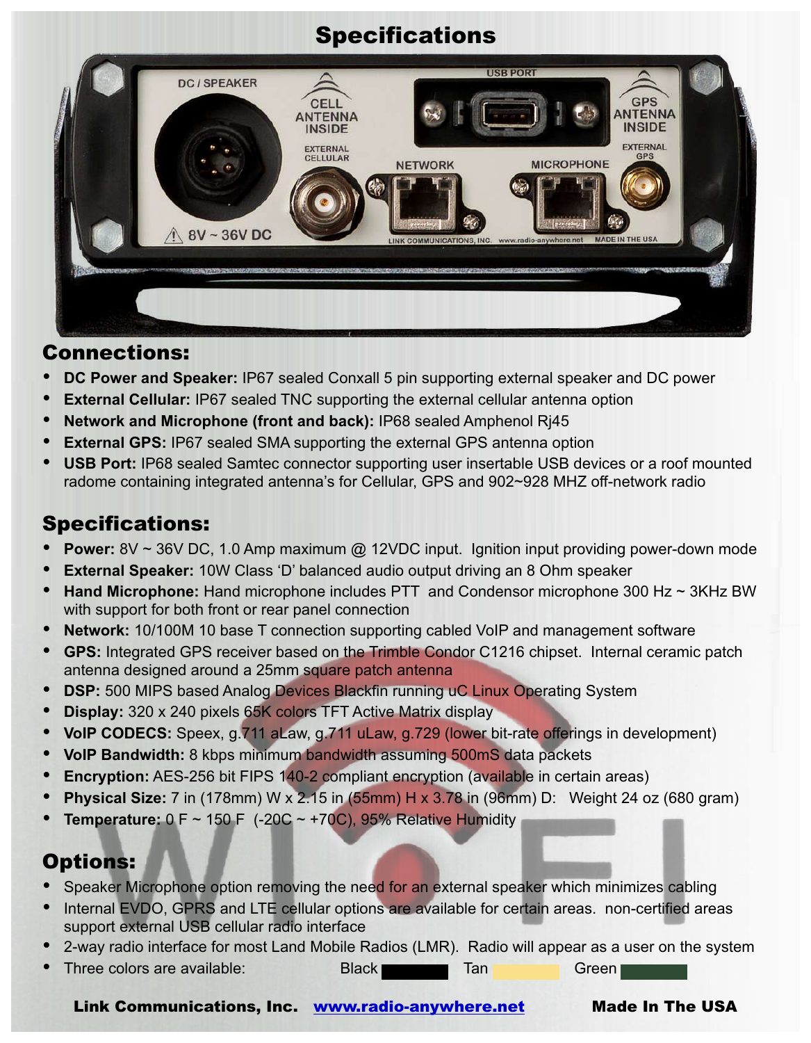# Specifications

## Connections:

- **DC Power and Speaker:** IP67 sealed Conxall 5 pin supporting external speaker and DC power
- **External Cellular:** IP67 sealed TNC supporting the external cellular antenna option
- **Network and Microphone (front and back):** IP68 sealed Amphenol Rj45
- **External GPS:** IP67 sealed SMA supporting the external GPS antenna option
- **USB Port:** IP68 sealed Samtec connector supporting user insertable USB devices or a roof mounted radome containing integrated antenna's for Cellular, GPS and 902~928 MHZ off-network radio

## Specifications:

- **Power:** 8V ~ 36V DC, 1.0 Amp maximum @ 12VDC input. Ignition input providing power-down mode
- **External Speaker:** 10W Class 'D' balanced audio output driving an 8 Ohm speaker
- **Hand Microphone:** Hand microphone includes PTT and Condensor microphone 300 Hz ~ 3KHz BW with support for both front or rear panel connection
- **Network:** 10/100M 10 base T connection supporting cabled VoIP and management software
- **GPS:** Integrated GPS receiver based on the Trimble Condor C1216 chipset. Internal ceramic patch antenna designed around a 25mm square patch antenna
- **DSP:** 500 MIPS based Analog Devices Blackfin running uC Linux Operating System
- **Display:** 320 x 240 pixels 65K colors TFT Active Matrix display
- **VoIP CODECS:** Speex, g.711 aLaw, g.711 uLaw, g.729 (lower bit-rate offerings in development)
- **VoIP Bandwidth:** 8 kbps minimum bandwidth assuming 500mS data packets
- **Encryption:** AES-256 bit FIPS 140-2 compliant encryption (available in certain areas)
- **Physical Size:** 7 in (178mm) W x 2.15 in (55mm) H x 3.78 in (96mm) D: Weight 24 oz (680 gram)
- **Temperature:** 0 F ~ 150 F (-20C ~ +70C), 95% Relative Humidity

## Options:

- Speaker Microphone option removing the need for an external speaker which minimizes cabling
- Internal EVDO, GPRS and LTE cellular options are available for certain areas. non-certified areas support external USB cellular radio interface
- 2-way radio interface for most Land Mobile Radios (LMR). Radio will appear as a user on the system
- Three colors are available: Black Tan Green

**Link Communications, Inc.** [www.radio-anywhere.net](http://www.radio-anywhere.net) **Made In The USA**